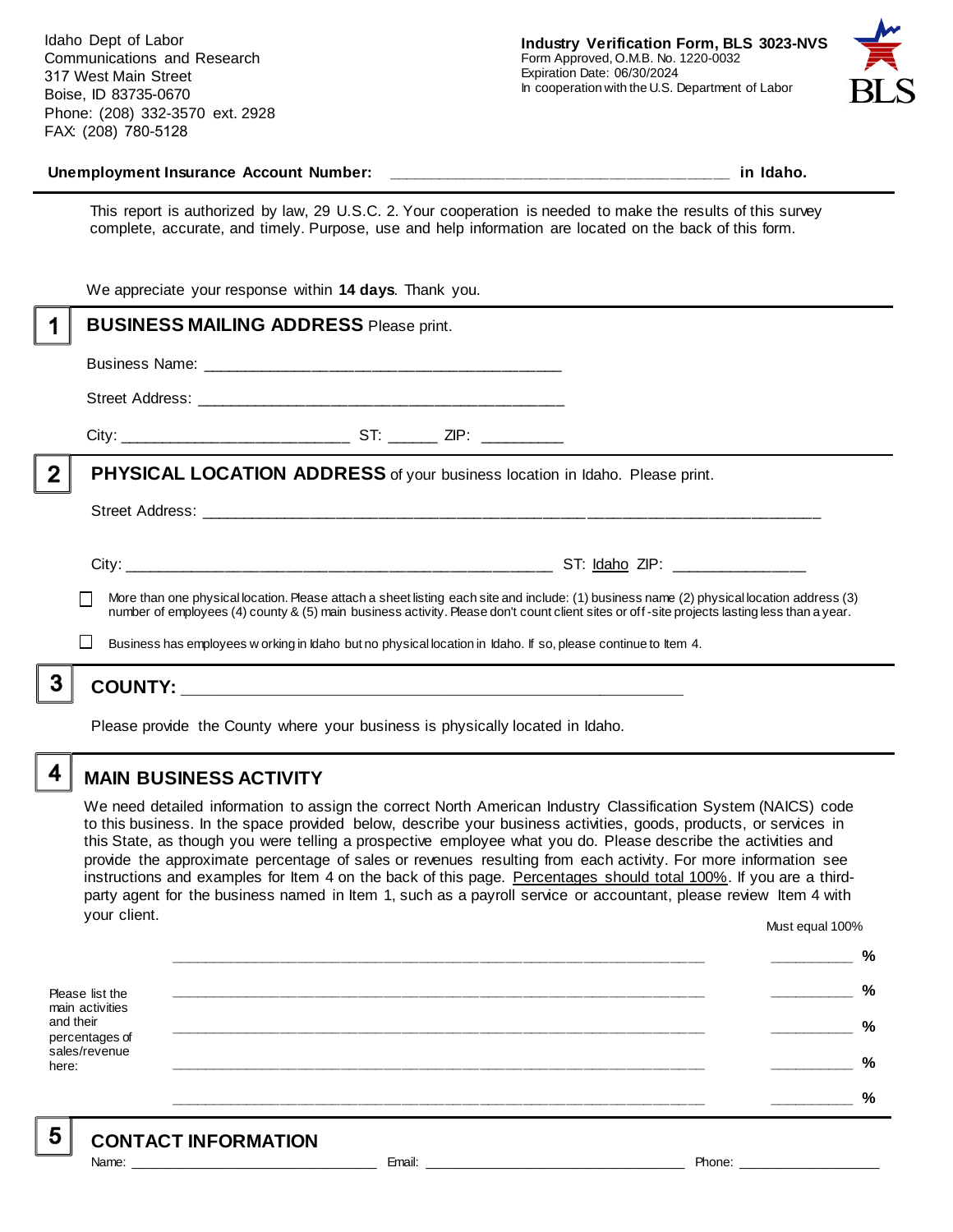Idaho Dept of Labor
Communications and Research
317 West Main Street
Boise, ID 83735-0670
Phone: (208) 332-3570 ext. 2928
FAX: (208) 780-5128

**Industry Verification Form, BLS 3023-NVS**
Form Approved, O.M.B. No. 1220-0032
Expiration Date: 06/30/2024
In cooperation with the U.S. Department of Labor

BLS

**Unemployment Insurance Account Number:** ______________________________________ **in Idaho.**

This report is authorized by law, 29 U.S.C. 2. Your cooperation is needed to make the results of this survey complete, accurate, and timely. Purpose, use and help information are located on the back of this form.

We appreciate your response within **14 days**. Thank you.

## 1 BUSINESS MAILING ADDRESS Please print.

Business Name: ________________________________________

Street Address: ________________________________________

City: _________________________ ST: ______ ZIP: _________

## 2 PHYSICAL LOCATION ADDRESS of your business location in Idaho. Please print.

Street Address: ______________________________________________________________________

City: ______________________________________________ ST: Idaho ZIP: _______________

☐ More than one physical location. Please attach a sheet listing each site and include: (1) business name (2) physical location address (3) number of employees (4) county & (5) main business activity. Please don't count client sites or off-site projects lasting less than a year.

☐ Business has employees working in Idaho but no physical location in Idaho. If so, please continue to Item 4.

## 3 COUNTY: _______________________________________________________

Please provide the County where your business is physically located in Idaho.

## 4 MAIN BUSINESS ACTIVITY

We need detailed information to assign the correct North American Industry Classification System (NAICS) code to this business. In the space provided below, describe your business activities, goods, products, or services in this State, as though you were telling a prospective employee what you do. Please describe the activities and provide the approximate percentage of sales or revenues resulting from each activity. For more information see instructions and examples for Item 4 on the back of this page. Percentages should total 100%. If you are a third-party agent for the business named in Item 1, such as a payroll service or accountant, please review Item 4 with your client.

Must equal 100%

Please list the main activities and their percentages of sales/revenue here:

____________________________________________________________ __________ %

____________________________________________________________ __________ %

____________________________________________________________ __________ %

____________________________________________________________ __________ %

____________________________________________________________ __________ %

## 5 CONTACT INFORMATION

Name: ______________________________ Email: ________________________________ Phone: __________________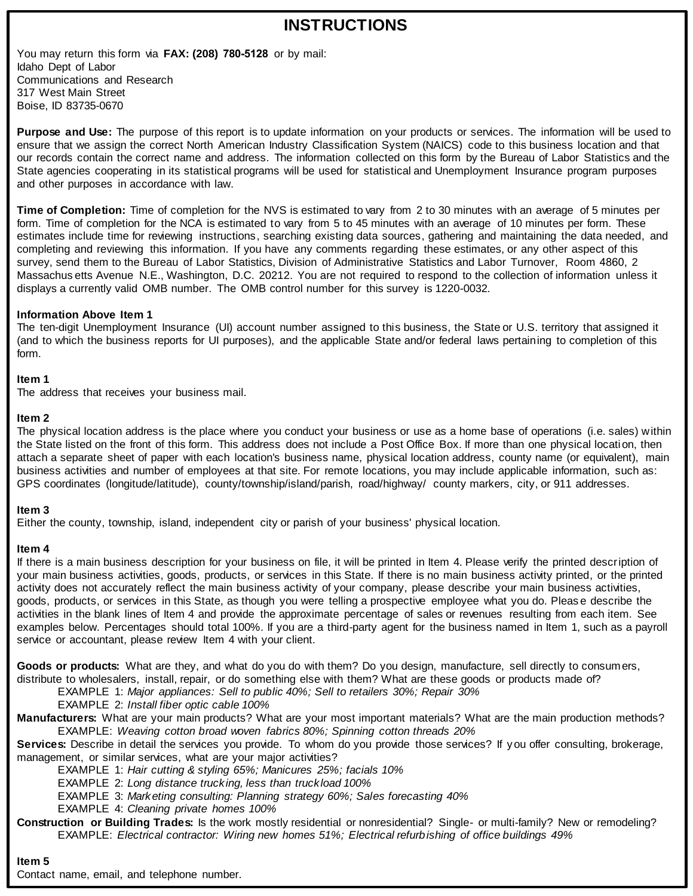# INSTRUCTIONS

You may return this form via **FAX: (208) 780-5128** or by mail:
Idaho Dept of Labor
Communications and Research
317 West Main Street
Boise, ID 83735-0670

**Purpose and Use:** The purpose of this report is to update information on your products or services. The information will be used to ensure that we assign the correct North American Industry Classification System (NAICS) code to this business location and that our records contain the correct name and address. The information collected on this form by the Bureau of Labor Statistics and the State agencies cooperating in its statistical programs will be used for statistical and Unemployment Insurance program purposes and other purposes in accordance with law.

**Time of Completion:** Time of completion for the NVS is estimated to vary from 2 to 30 minutes with an average of 5 minutes per form. Time of completion for the NCA is estimated to vary from 5 to 45 minutes with an average of 10 minutes per form. These estimates include time for reviewing instructions, searching existing data sources, gathering and maintaining the data needed, and completing and reviewing this information. If you have any comments regarding these estimates, or any other aspect of this survey, send them to the Bureau of Labor Statistics, Division of Administrative Statistics and Labor Turnover, Room 4860, 2 Massachusetts Avenue N.E., Washington, D.C. 20212. You are not required to respond to the collection of information unless it displays a currently valid OMB number. The OMB control number for this survey is 1220-0032.

**Information Above Item 1**
The ten-digit Unemployment Insurance (UI) account number assigned to this business, the State or U.S. territory that assigned it (and to which the business reports for UI purposes), and the applicable State and/or federal laws pertaining to completion of this form.

**Item 1**
The address that receives your business mail.

**Item 2**
The physical location address is the place where you conduct your business or use as a home base of operations (i.e. sales) within the State listed on the front of this form. This address does not include a Post Office Box. If more than one physical location, then attach a separate sheet of paper with each location's business name, physical location address, county name (or equivalent), main business activities and number of employees at that site. For remote locations, you may include applicable information, such as: GPS coordinates (longitude/latitude), county/township/island/parish, road/highway/ county markers, city, or 911 addresses.

**Item 3**
Either the county, township, island, independent city or parish of your business' physical location.

**Item 4**
If there is a main business description for your business on file, it will be printed in Item 4. Please verify the printed description of your main business activities, goods, products, or services in this State. If there is no main business activity printed, or the printed activity does not accurately reflect the main business activity of your company, please describe your main business activities, goods, products, or services in this State, as though you were telling a prospective employee what you do. Please describe the activities in the blank lines of Item 4 and provide the approximate percentage of sales or revenues resulting from each item. See examples below. Percentages should total 100%. If you are a third-party agent for the business named in Item 1, such as a payroll service or accountant, please review Item 4 with your client.

**Goods or products:** What are they, and what do you do with them? Do you design, manufacture, sell directly to consumers, distribute to wholesalers, install, repair, or do something else with them? What are these goods or products made of?
  EXAMPLE 1: *Major appliances: Sell to public 40%; Sell to retailers 30%; Repair 30%*
  EXAMPLE 2: *Install fiber optic cable 100%*

**Manufacturers:** What are your main products? What are your most important materials? What are the main production methods?
  EXAMPLE: *Weaving cotton broad woven fabrics 80%; Spinning cotton threads 20%*

**Services:** Describe in detail the services you provide. To whom do you provide those services? If you offer consulting, brokerage, management, or similar services, what are your major activities?
  EXAMPLE 1: *Hair cutting & styling 65%; Manicures 25%; facials 10%*
  EXAMPLE 2: *Long distance trucking, less than truckload 100%*
  EXAMPLE 3: *Marketing consulting: Planning strategy 60%; Sales forecasting 40%*
  EXAMPLE 4: *Cleaning private homes 100%*

**Construction or Building Trades:** Is the work mostly residential or nonresidential? Single- or multi-family? New or remodeling?
  EXAMPLE: *Electrical contractor: Wiring new homes 51%; Electrical refurbishing of office buildings 49%*

**Item 5**
Contact name, email, and telephone number.